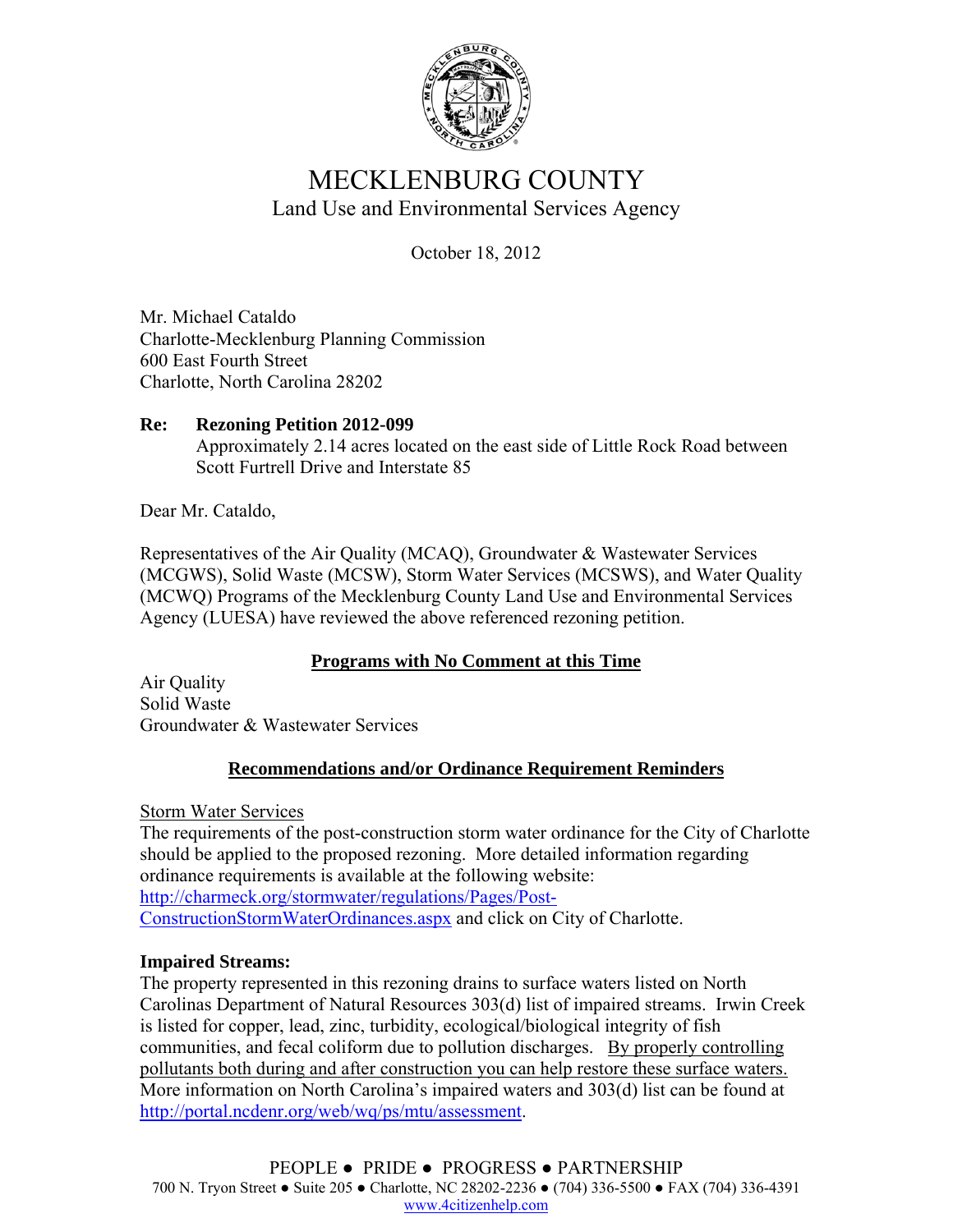# MECKLENBURG COUNTY

## Land Use and Environmental Services Agency

October 18, 2012

Mr. Michael Cataldo
Charlotte-Mecklenburg Planning Commission
600 East Fourth Street
Charlotte, North Carolina 28202

**Re: Rezoning Petition 2012-099**
Approximately 2.14 acres located on the east side of Little Rock Road between Scott Furtrell Drive and Interstate 85

Dear Mr. Cataldo,

Representatives of the Air Quality (MCAQ), Groundwater & Wastewater Services (MCGWS), Solid Waste (MCSW), Storm Water Services (MCSWS), and Water Quality (MCWQ) Programs of the Mecklenburg County Land Use and Environmental Services Agency (LUESA) have reviewed the above referenced rezoning petition.

### Programs with No Comment at this Time

Air Quality
Solid Waste
Groundwater & Wastewater Services

### Recommendations and/or Ordinance Requirement Reminders

Storm Water Services
The requirements of the post-construction storm water ordinance for the City of Charlotte should be applied to the proposed rezoning. More detailed information regarding ordinance requirements is available at the following website: http://charmeck.org/stormwater/regulations/Pages/Post-ConstructionStormWaterOrdinances.aspx and click on City of Charlotte.

**Impaired Streams:**
The property represented in this rezoning drains to surface waters listed on North Carolinas Department of Natural Resources 303(d) list of impaired streams. Irwin Creek is listed for copper, lead, zinc, turbidity, ecological/biological integrity of fish communities, and fecal coliform due to pollution discharges. By properly controlling pollutants both during and after construction you can help restore these surface waters. More information on North Carolina's impaired waters and 303(d) list can be found at http://portal.ncdenr.org/web/wq/ps/mtu/assessment.

PEOPLE ● PRIDE ● PROGRESS ● PARTNERSHIP
700 N. Tryon Street ● Suite 205 ● Charlotte, NC 28202-2236 ● (704) 336-5500 ● FAX (704) 336-4391
www.4citizenhelp.com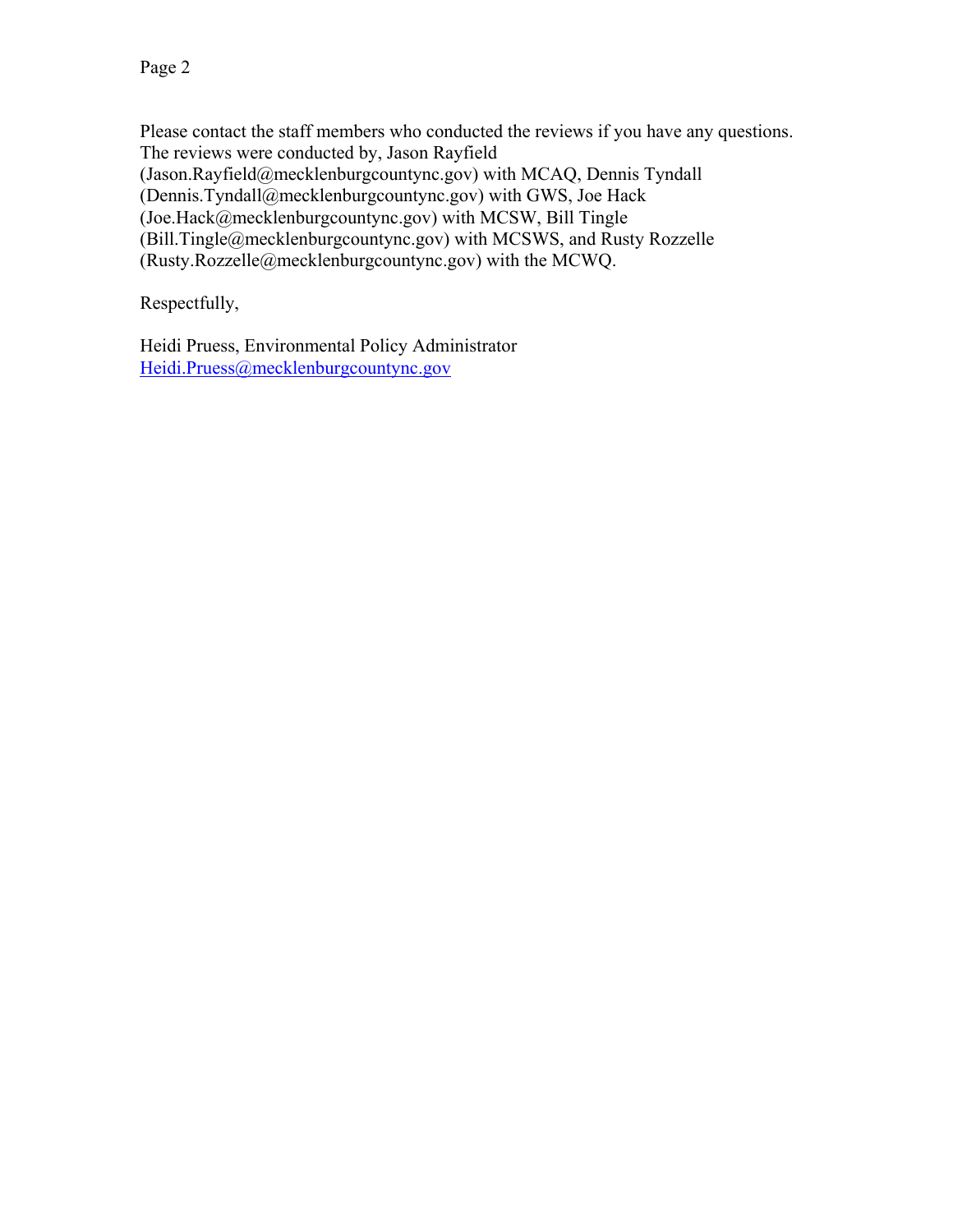Please contact the staff members who conducted the reviews if you have any questions. The reviews were conducted by, Jason Rayfield (Jason.Rayfield@mecklenburgcountync.gov) with MCAQ, Dennis Tyndall (Dennis.Tyndall@mecklenburgcountync.gov) with GWS, Joe Hack (Joe.Hack@mecklenburgcountync.gov) with MCSW, Bill Tingle (Bill.Tingle@mecklenburgcountync.gov) with MCSWS, and Rusty Rozzelle (Rusty.Rozzelle@mecklenburgcountync.gov) with the MCWQ.

Respectfully,

Heidi Pruess, Environmental Policy Administrator
Heidi.Pruess@mecklenburgcountync.gov